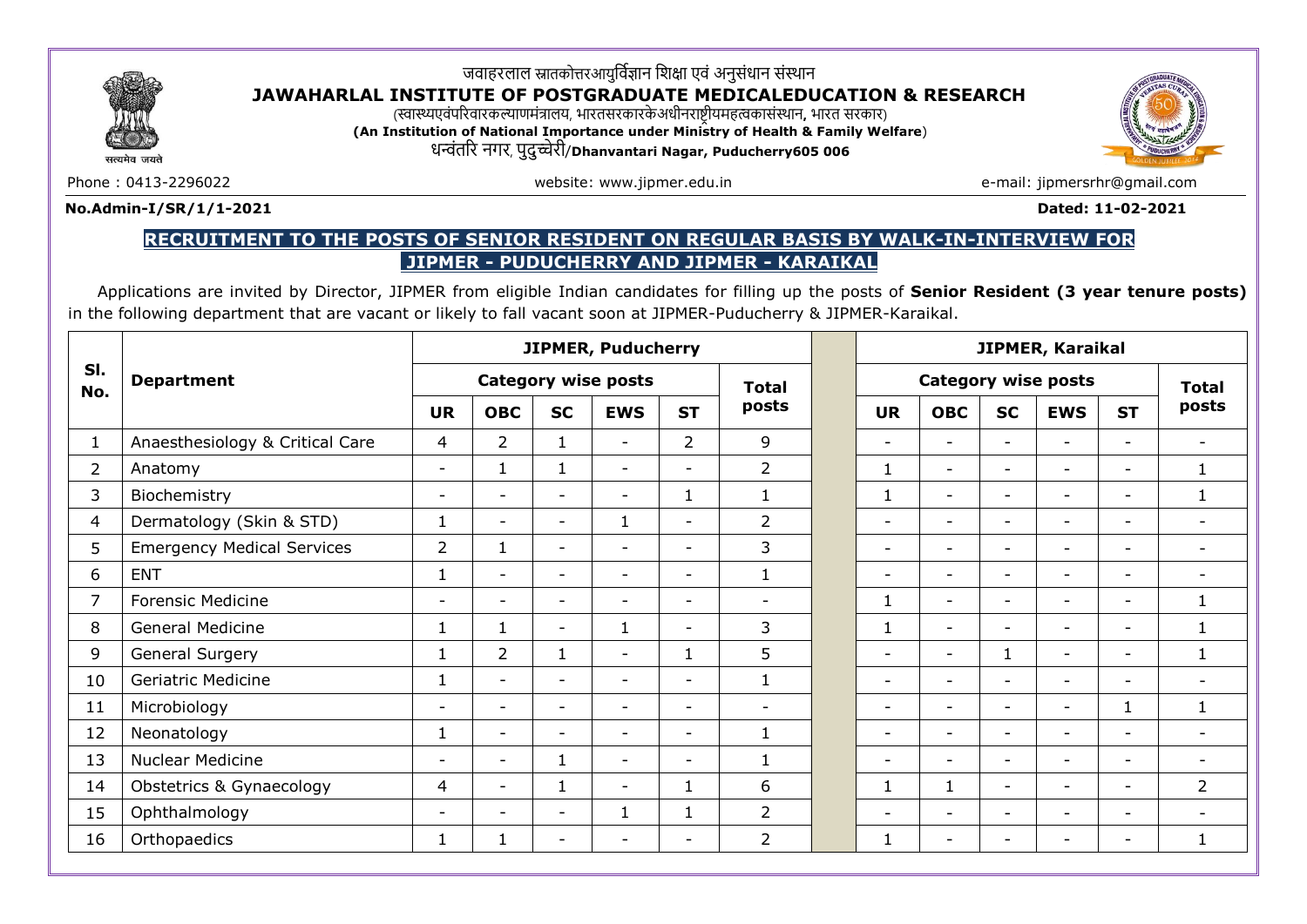जवाहरलाल स्नातकोत्तरआयुर्विज्ञान शिक्षा एवं अनुसंधान संस्थान

# JAWAHARLAL INSTITUTE OF POSTGRADUATE MEDICALEDUCATION & RESEARCH

(स्वास्थ्यएवंपरिवारकल्याणमंत्रालय, भारतसरकारकेअधीनराष्ट्रीयमहत्वकासंस्थान, भारत सरकार)

**(An Institution of National Importance under Ministry of Health & Family Welfare)**

धन्वंतरि नगर, पुदुच्चेरी/**Dhanvantari Nagar, Puducherry605 006**

Phone : 0413-2296022 website: www.jipmer.edu.in e-mail: jipmersrhr@gmail.com

**No.Admin-I/SR/1/1-2021** **Dated: 11-02-2021**

## RECRUITMENT TO THE POSTS OF SENIOR RESIDENT ON REGULAR BASIS BY WALK-IN-INTERVIEW FOR JIPMER - PUDUCHERRY AND JIPMER - KARAIKAL

Applications are invited by Director, JIPMER from eligible Indian candidates for filling up the posts of **Senior Resident (3 year tenure posts)** in the following department that are vacant or likely to fall vacant soon at JIPMER-Puducherry & JIPMER-Karaikal.

| Sl. No. | Department | JIPMER, Puducherry | | | | | | JIPMER, Karaikal | | | | | |
|---|---|---|---|---|---|---|---|---|---|---|---|---|---|
| | | Category wise posts | | | | | Total posts | Category wise posts | | | | | Total posts |
| | | UR | OBC | SC | EWS | ST | | UR | OBC | SC | EWS | ST | |
| 1 | Anaesthesiology & Critical Care | 4 | 2 | 1 | - | 2 | 9 | - | - | - | - | - | - |
| 2 | Anatomy | - | 1 | 1 | - | - | 2 | 1 | - | - | - | - | 1 |
| 3 | Biochemistry | - | - | - | - | 1 | 1 | 1 | - | - | - | - | 1 |
| 4 | Dermatology (Skin & STD) | 1 | - | - | 1 | - | 2 | - | - | - | - | - | - |
| 5 | Emergency Medical Services | 2 | 1 | - | - | - | 3 | - | - | - | - | - | - |
| 6 | ENT | 1 | - | - | - | - | 1 | - | - | - | - | - | - |
| 7 | Forensic Medicine | - | - | - | - | - | - | 1 | - | - | - | - | 1 |
| 8 | General Medicine | 1 | 1 | - | 1 | - | 3 | 1 | - | - | - | - | 1 |
| 9 | General Surgery | 1 | 2 | 1 | - | 1 | 5 | - | - | 1 | - | - | 1 |
| 10 | Geriatric Medicine | 1 | - | - | - | - | 1 | - | - | - | - | - | - |
| 11 | Microbiology | - | - | - | - | - | - | - | - | - | - | 1 | 1 |
| 12 | Neonatology | 1 | - | - | - | - | 1 | - | - | - | - | - | - |
| 13 | Nuclear Medicine | - | - | 1 | - | - | 1 | - | - | - | - | - | - |
| 14 | Obstetrics & Gynaecology | 4 | - | 1 | - | 1 | 6 | 1 | 1 | - | - | - | 2 |
| 15 | Ophthalmology | - | - | - | 1 | 1 | 2 | - | - | - | - | - | - |
| 16 | Orthopaedics | 1 | 1 | - | - | - | 2 | 1 | - | - | - | - | 1 |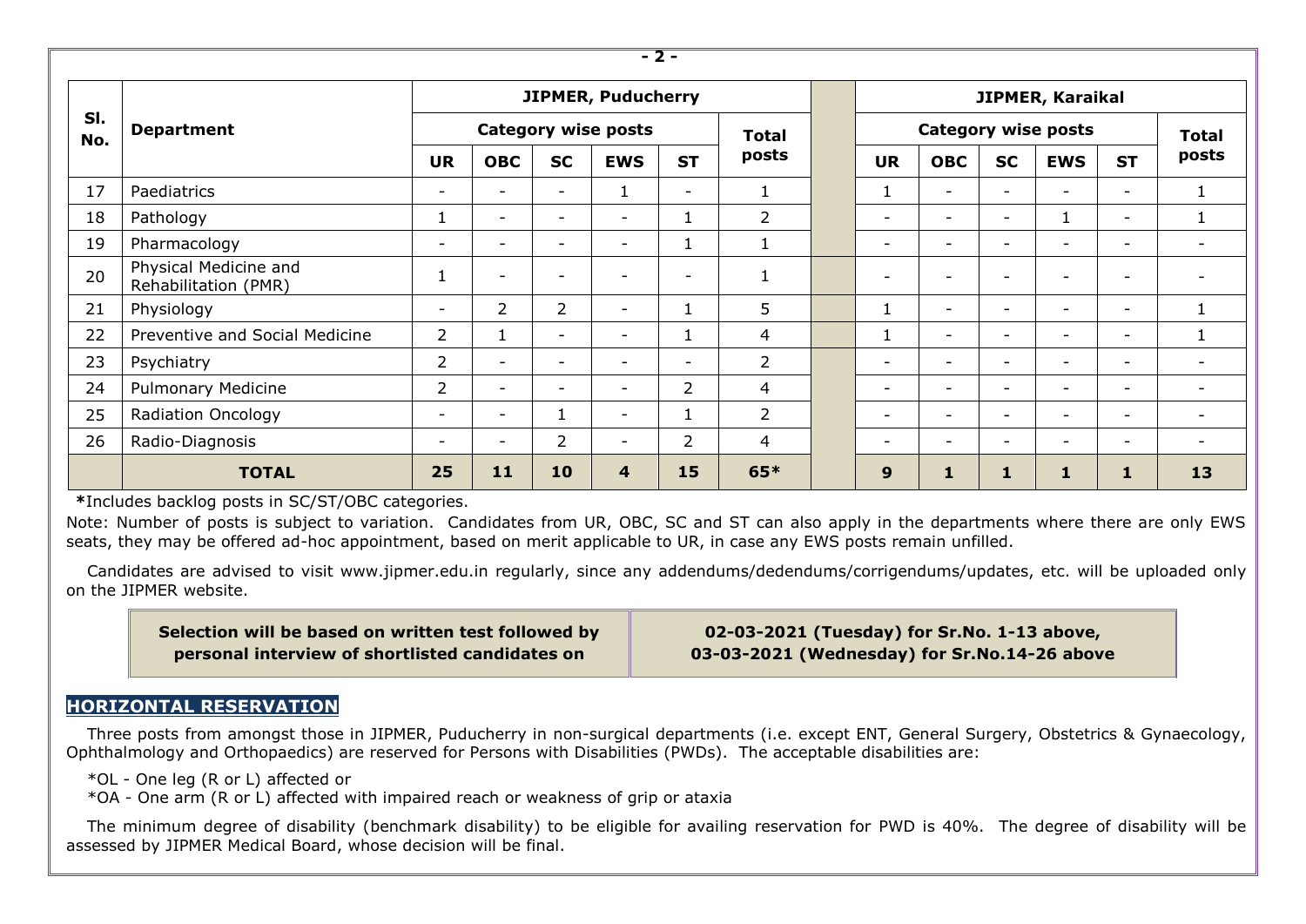| Sl. No. | Department | JIPMER, Puducherry | | | | | | | JIPMER, Karaikal | | | | | |
|---|---|---|---|---|---|---|---|---|---|---|---|---|---|---|
| | | Category wise posts | | | | | Total posts | | Category wise posts | | | | | Total posts |
| | | UR | OBC | SC | EWS | ST | | | UR | OBC | SC | EWS | ST | |
| 17 | Paediatrics | - | - | - | 1 | - | 1 | | 1 | - | - | - | - | 1 |
| 18 | Pathology | 1 | - | - | - | 1 | 2 | | - | - | - | 1 | - | 1 |
| 19 | Pharmacology | - | - | - | - | 1 | 1 | | - | - | - | - | - | - |
| 20 | Physical Medicine and Rehabilitation (PMR) | 1 | - | - | - | - | 1 | | - | - | - | - | - | - |
| 21 | Physiology | - | 2 | 2 | - | 1 | 5 | | 1 | - | - | - | - | 1 |
| 22 | Preventive and Social Medicine | 2 | 1 | - | - | 1 | 4 | | 1 | - | - | - | - | 1 |
| 23 | Psychiatry | 2 | - | - | - | - | 2 | | - | - | - | - | - | - |
| 24 | Pulmonary Medicine | 2 | - | - | - | 2 | 4 | | - | - | - | - | - | - |
| 25 | Radiation Oncology | - | - | 1 | - | 1 | 2 | | - | - | - | - | - | - |
| 26 | Radio-Diagnosis | - | - | 2 | - | 2 | 4 | | - | - | - | - | - | - |
| | **TOTAL** | **25** | **11** | **10** | **4** | **15** | **65*** | | **9** | **1** | **1** | **1** | **1** | **13** |

**\***Includes backlog posts in SC/ST/OBC categories.

Note: Number of posts is subject to variation. Candidates from UR, OBC, SC and ST can also apply in the departments where there are only EWS seats, they may be offered ad-hoc appointment, based on merit applicable to UR, in case any EWS posts remain unfilled.

Candidates are advised to visit www.jipmer.edu.in regularly, since any addendums/dedendums/corrigendums/updates, etc. will be uploaded only on the JIPMER website.

| Selection will be based on written test followed by personal interview of shortlisted candidates on | 02-03-2021 (Tuesday) for Sr.No. 1-13 above, 03-03-2021 (Wednesday) for Sr.No.14-26 above |
|---|---|

## HORIZONTAL RESERVATION

Three posts from amongst those in JIPMER, Puducherry in non-surgical departments (i.e. except ENT, General Surgery, Obstetrics & Gynaecology, Ophthalmology and Orthopaedics) are reserved for Persons with Disabilities (PWDs). The acceptable disabilities are:

*OL - One leg (R or L) affected or
*OA - One arm (R or L) affected with impaired reach or weakness of grip or ataxia

The minimum degree of disability (benchmark disability) to be eligible for availing reservation for PWD is 40%. The degree of disability will be assessed by JIPMER Medical Board, whose decision will be final.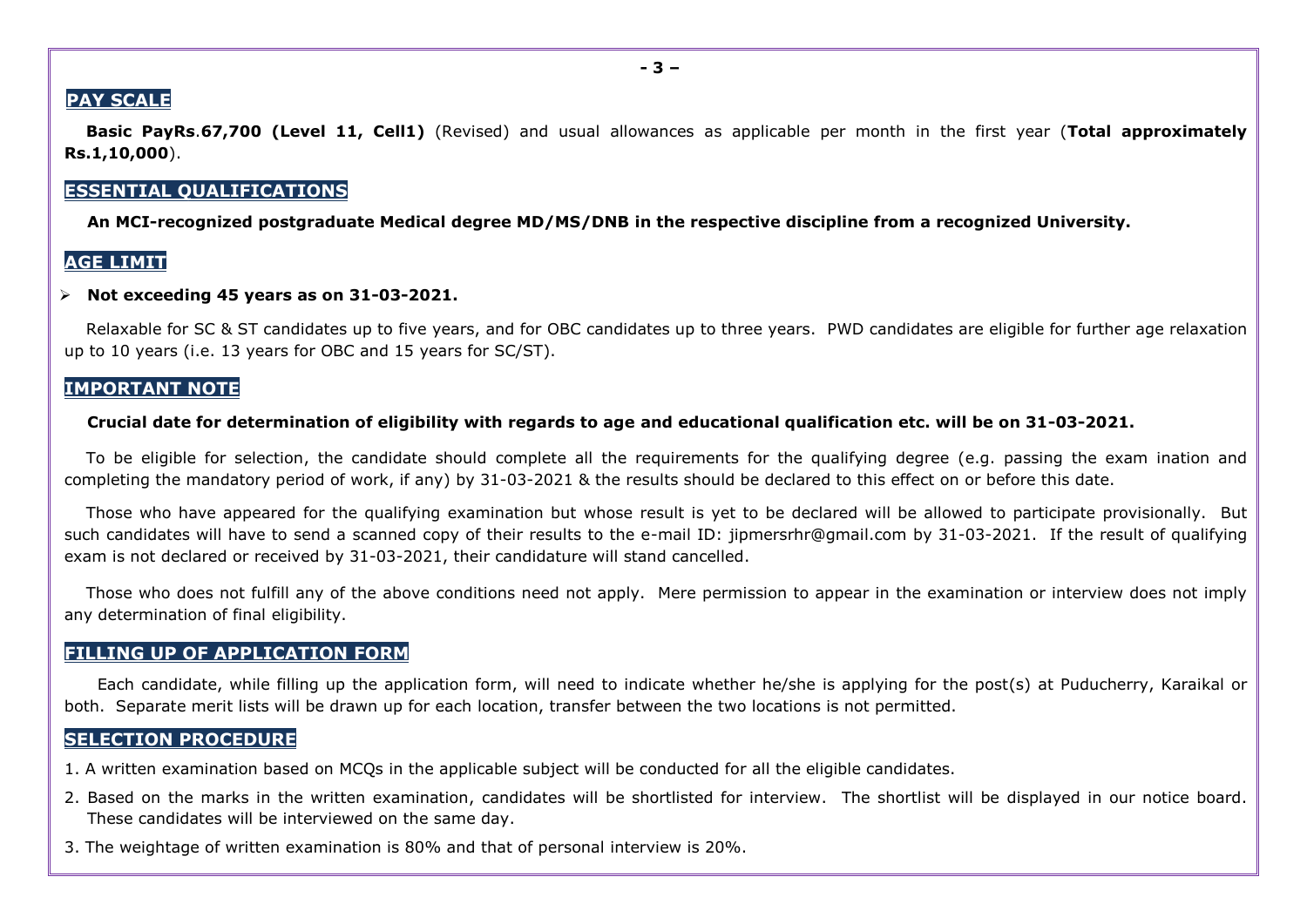## PAY SCALE

**Basic PayRs.67,700 (Level 11, Cell1)** (Revised) and usual allowances as applicable per month in the first year (**Total approximately Rs.1,10,000**).

## ESSENTIAL QUALIFICATIONS

**An MCI-recognized postgraduate Medical degree MD/MS/DNB in the respective discipline from a recognized University.**

## AGE LIMIT

- **Not exceeding 45 years as on 31-03-2021.**

Relaxable for SC & ST candidates up to five years, and for OBC candidates up to three years. PWD candidates are eligible for further age relaxation up to 10 years (i.e. 13 years for OBC and 15 years for SC/ST).

## IMPORTANT NOTE

**Crucial date for determination of eligibility with regards to age and educational qualification etc. will be on 31-03-2021.**

To be eligible for selection, the candidate should complete all the requirements for the qualifying degree (e.g. passing the exam ination and completing the mandatory period of work, if any) by 31-03-2021 & the results should be declared to this effect on or before this date.

Those who have appeared for the qualifying examination but whose result is yet to be declared will be allowed to participate provisionally. But such candidates will have to send a scanned copy of their results to the e-mail ID: jipmersrhr@gmail.com by 31-03-2021. If the result of qualifying exam is not declared or received by 31-03-2021, their candidature will stand cancelled.

Those who does not fulfill any of the above conditions need not apply. Mere permission to appear in the examination or interview does not imply any determination of final eligibility.

## FILLING UP OF APPLICATION FORM

Each candidate, while filling up the application form, will need to indicate whether he/she is applying for the post(s) at Puducherry, Karaikal or both. Separate merit lists will be drawn up for each location, transfer between the two locations is not permitted.

## SELECTION PROCEDURE

1. A written examination based on MCQs in the applicable subject will be conducted for all the eligible candidates.
2. Based on the marks in the written examination, candidates will be shortlisted for interview. The shortlist will be displayed in our notice board. These candidates will be interviewed on the same day.
3. The weightage of written examination is 80% and that of personal interview is 20%.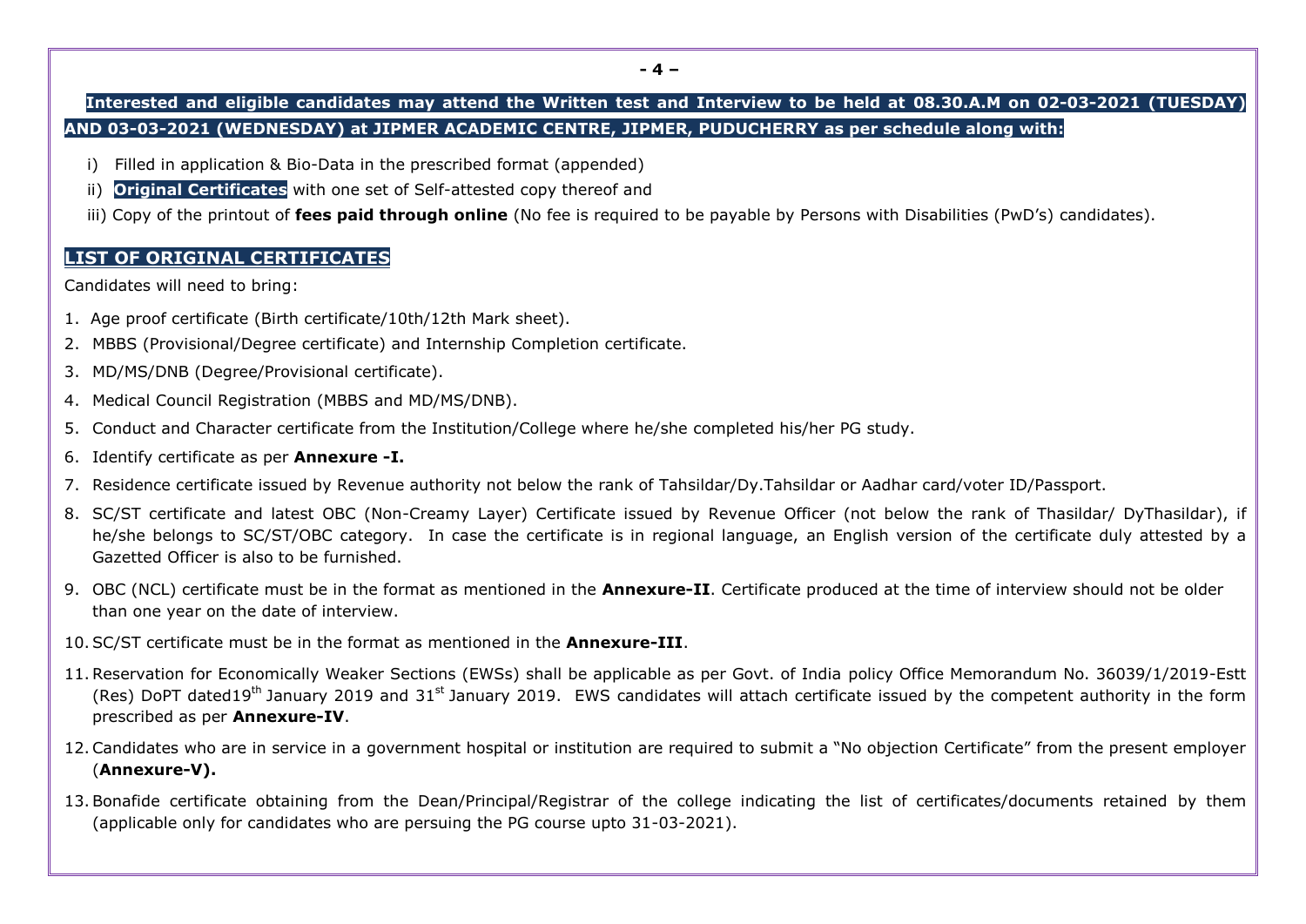**Interested and eligible candidates may attend the Written test and Interview to be held at 08.30.A.M on 02-03-2021 (TUESDAY) AND 03-03-2021 (WEDNESDAY) at JIPMER ACADEMIC CENTRE, JIPMER, PUDUCHERRY as per schedule along with:**

i) Filled in application & Bio-Data in the prescribed format (appended)

ii) **Original Certificates** with one set of Self-attested copy thereof and

iii) Copy of the printout of **fees paid through online** (No fee is required to be payable by Persons with Disabilities (PwD's) candidates).

## LIST OF ORIGINAL CERTIFICATES

Candidates will need to bring:

1. Age proof certificate (Birth certificate/10th/12th Mark sheet).
2. MBBS (Provisional/Degree certificate) and Internship Completion certificate.
3. MD/MS/DNB (Degree/Provisional certificate).
4. Medical Council Registration (MBBS and MD/MS/DNB).
5. Conduct and Character certificate from the Institution/College where he/she completed his/her PG study.
6. Identify certificate as per **Annexure -I.**
7. Residence certificate issued by Revenue authority not below the rank of Tahsildar/Dy.Tahsildar or Aadhar card/voter ID/Passport.
8. SC/ST certificate and latest OBC (Non-Creamy Layer) Certificate issued by Revenue Officer (not below the rank of Thasildar/ DyThasildar), if he/she belongs to SC/ST/OBC category. In case the certificate is in regional language, an English version of the certificate duly attested by a Gazetted Officer is also to be furnished.
9. OBC (NCL) certificate must be in the format as mentioned in the **Annexure-II**. Certificate produced at the time of interview should not be older than one year on the date of interview.
10. SC/ST certificate must be in the format as mentioned in the **Annexure-III**.
11. Reservation for Economically Weaker Sections (EWSs) shall be applicable as per Govt. of India policy Office Memorandum No. 36039/1/2019-Estt (Res) DoPT dated19th January 2019 and 31st January 2019. EWS candidates will attach certificate issued by the competent authority in the form prescribed as per **Annexure-IV**.
12. Candidates who are in service in a government hospital or institution are required to submit a "No objection Certificate" from the present employer (**Annexure-V).**
13. Bonafide certificate obtaining from the Dean/Principal/Registrar of the college indicating the list of certificates/documents retained by them (applicable only for candidates who are persuing the PG course upto 31-03-2021).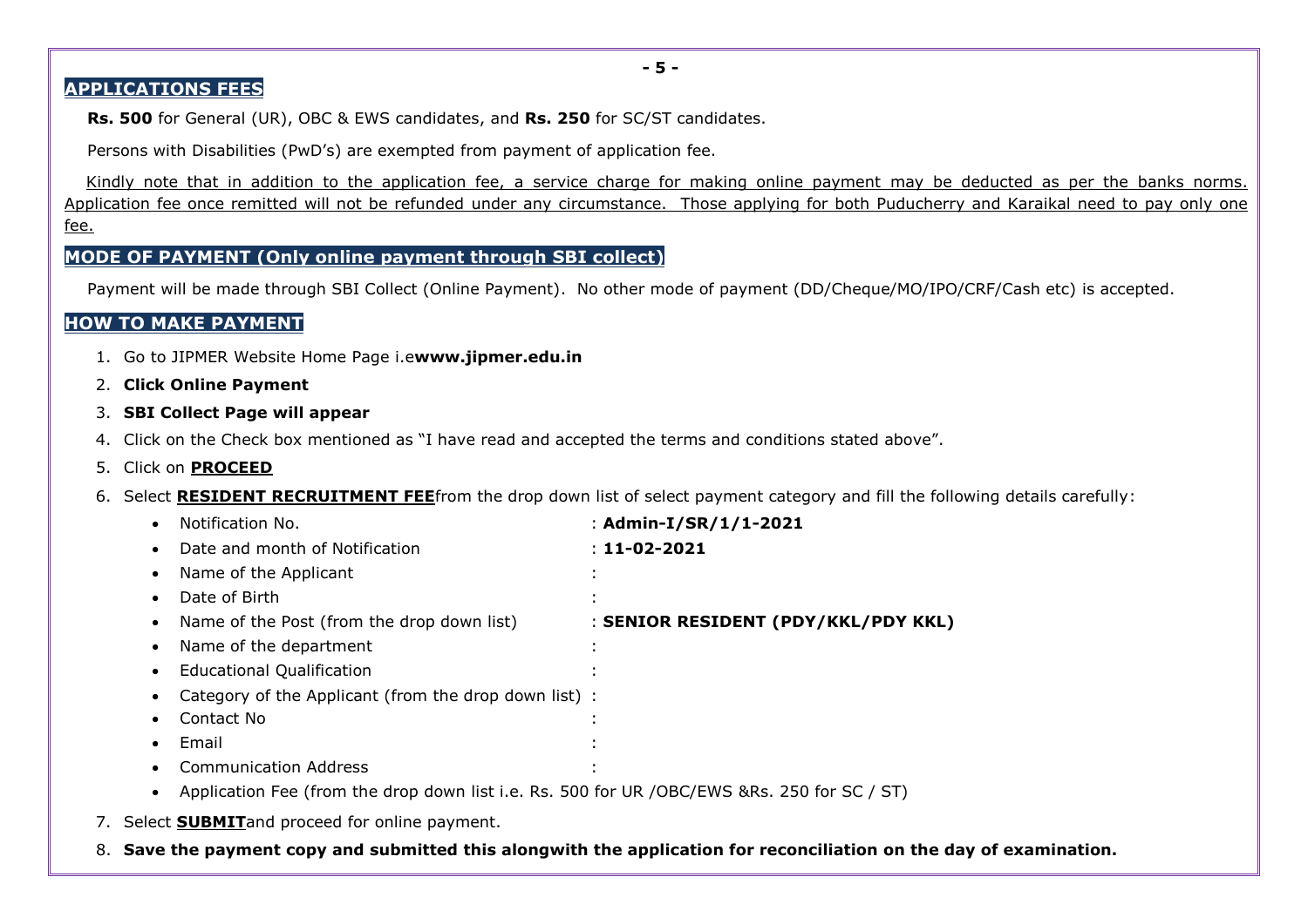## APPLICATIONS FEES

**Rs. 500** for General (UR), OBC & EWS candidates, and **Rs. 250** for SC/ST candidates.

Persons with Disabilities (PwD's) are exempted from payment of application fee.

Kindly note that in addition to the application fee, a service charge for making online payment may be deducted as per the banks norms. Application fee once remitted will not be refunded under any circumstance. Those applying for both Puducherry and Karaikal need to pay only one fee.

## MODE OF PAYMENT (Only online payment through SBI collect)

Payment will be made through SBI Collect (Online Payment). No other mode of payment (DD/Cheque/MO/IPO/CRF/Cash etc) is accepted.

## HOW TO MAKE PAYMENT

1. Go to JIPMER Website Home Page i.e**www.jipmer.edu.in**
2. **Click Online Payment**
3. **SBI Collect Page will appear**
4. Click on the Check box mentioned as "I have read and accepted the terms and conditions stated above".
5. Click on **PROCEED**
6. Select **RESIDENT RECRUITMENT FEE**from the drop down list of select payment category and fill the following details carefully:
   - Notification No. : **Admin-I/SR/1/1-2021**
   - Date and month of Notification : **11-02-2021**
   - Name of the Applicant :
   - Date of Birth :
   - Name of the Post (from the drop down list) : **SENIOR RESIDENT (PDY/KKL/PDY KKL)**
   - Name of the department :
   - Educational Qualification :
   - Category of the Applicant (from the drop down list) :
   - Contact No :
   - Email :
   - Communication Address :
   - Application Fee (from the drop down list i.e. Rs. 500 for UR /OBC/EWS &Rs. 250 for SC / ST)
7. Select **SUBMIT**and proceed for online payment.
8. **Save the payment copy and submitted this alongwith the application for reconciliation on the day of examination.**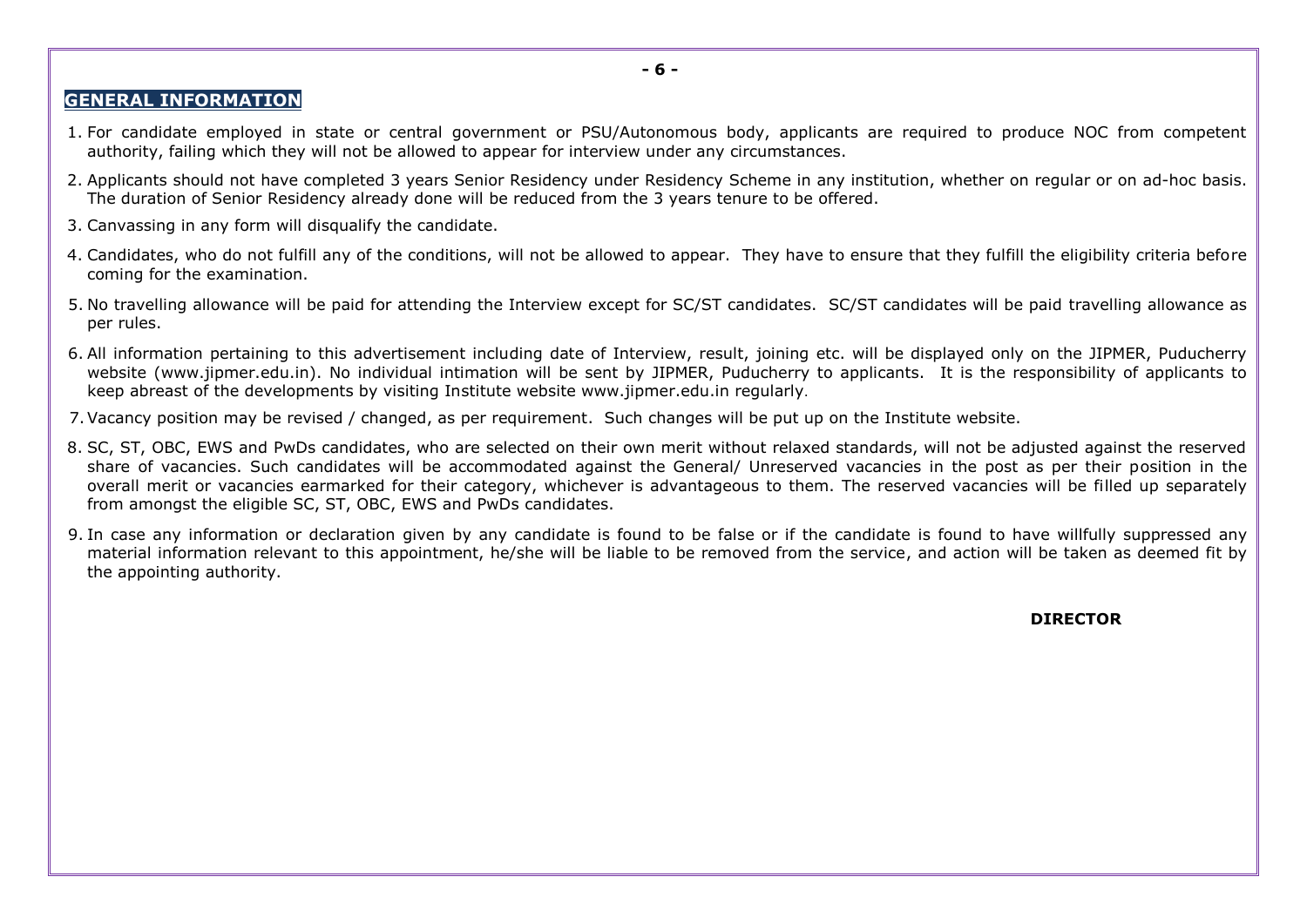## GENERAL INFORMATION

1. For candidate employed in state or central government or PSU/Autonomous body, applicants are required to produce NOC from competent authority, failing which they will not be allowed to appear for interview under any circumstances.
2. Applicants should not have completed 3 years Senior Residency under Residency Scheme in any institution, whether on regular or on ad-hoc basis. The duration of Senior Residency already done will be reduced from the 3 years tenure to be offered.
3. Canvassing in any form will disqualify the candidate.
4. Candidates, who do not fulfill any of the conditions, will not be allowed to appear. They have to ensure that they fulfill the eligibility criteria before coming for the examination.
5. No travelling allowance will be paid for attending the Interview except for SC/ST candidates. SC/ST candidates will be paid travelling allowance as per rules.
6. All information pertaining to this advertisement including date of Interview, result, joining etc. will be displayed only on the JIPMER, Puducherry website (www.jipmer.edu.in). No individual intimation will be sent by JIPMER, Puducherry to applicants. It is the responsibility of applicants to keep abreast of the developments by visiting Institute website www.jipmer.edu.in regularly.
7. Vacancy position may be revised / changed, as per requirement. Such changes will be put up on the Institute website.
8. SC, ST, OBC, EWS and PwDs candidates, who are selected on their own merit without relaxed standards, will not be adjusted against the reserved share of vacancies. Such candidates will be accommodated against the General/ Unreserved vacancies in the post as per their position in the overall merit or vacancies earmarked for their category, whichever is advantageous to them. The reserved vacancies will be filled up separately from amongst the eligible SC, ST, OBC, EWS and PwDs candidates.
9. In case any information or declaration given by any candidate is found to be false or if the candidate is found to have willfully suppressed any material information relevant to this appointment, he/she will be liable to be removed from the service, and action will be taken as deemed fit by the appointing authority.

**DIRECTOR**